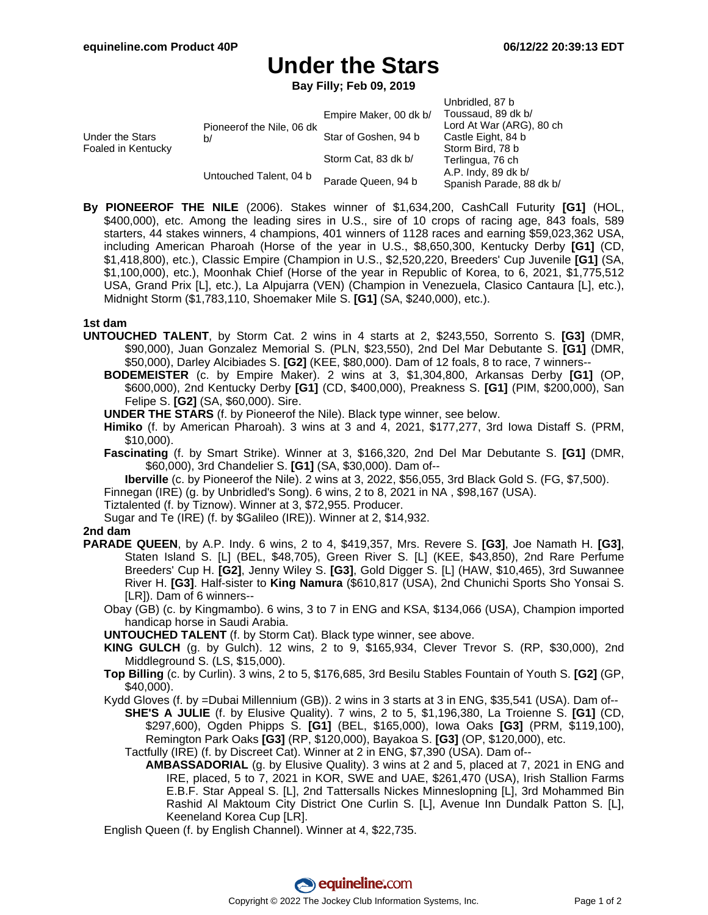# Under the Stars

**Bay Filly; Feb 09, 2019**

| | | | |
|---|---|---|---|
| Under the Stars Foaled in Kentucky | Pioneerof the Nile, 06 dk b/ | Empire Maker, 00 dk b/ | Unbridled, 87 b |
| | | | Toussaud, 89 dk b/ |
| | | Star of Goshen, 94 b | Lord At War (ARG), 80 ch |
| | | | Castle Eight, 84 b |
| | Untouched Talent, 04 b | Storm Cat, 83 dk b/ | Storm Bird, 78 b |
| | | | Terlingua, 76 ch |
| | | Parade Queen, 94 b | A.P. Indy, 89 dk b/ |
| | | | Spanish Parade, 88 dk b/ |

**By PIONEEROF THE NILE** (2006). Stakes winner of $1,634,200, CashCall Futurity **[G1]** (HOL, $400,000), etc. Among the leading sires in U.S., sire of 10 crops of racing age, 843 foals, 589 starters, 44 stakes winners, 4 champions, 401 winners of 1128 races and earning $59,023,362 USA, including American Pharoah (Horse of the year in U.S., $8,650,300, Kentucky Derby **[G1]** (CD, $1,418,800), etc.), Classic Empire (Champion in U.S., $2,520,220, Breeders' Cup Juvenile **[G1]** (SA, $1,100,000), etc.), Moonhak Chief (Horse of the year in Republic of Korea, to 6, 2021, $1,775,512 USA, Grand Prix [L], etc.), La Alpujarra (VEN) (Champion in Venezuela, Clasico Cantaura [L], etc.), Midnight Storm ($1,783,110, Shoemaker Mile S. **[G1]** (SA, $240,000), etc.).

### 1st dam

**UNTOUCHED TALENT**, by Storm Cat. 2 wins in 4 starts at 2, $243,550, Sorrento S. **[G3]** (DMR, $90,000), Juan Gonzalez Memorial S. (PLN, $23,550), 2nd Del Mar Debutante S. **[G1]** (DMR, $50,000), Darley Alcibiades S. **[G2]** (KEE, $80,000). Dam of 12 foals, 8 to race, 7 winners--

- **BODEMEISTER** (c. by Empire Maker). 2 wins at 3, $1,304,800, Arkansas Derby **[G1]** (OP, $600,000), 2nd Kentucky Derby **[G1]** (CD, $400,000), Preakness S. **[G1]** (PIM, $200,000), San Felipe S. **[G2]** (SA, $60,000). Sire.
- **UNDER THE STARS** (f. by Pioneerof the Nile). Black type winner, see below.
- **Himiko** (f. by American Pharoah). 3 wins at 3 and 4, 2021, $177,277, 3rd Iowa Distaff S. (PRM, $10,000).
- **Fascinating** (f. by Smart Strike). Winner at 3, $166,320, 2nd Del Mar Debutante S. **[G1]** (DMR, $60,000), 3rd Chandelier S. **[G1]** (SA, $30,000). Dam of--
  - **Iberville** (c. by Pioneerof the Nile). 2 wins at 3, 2022, $56,055, 3rd Black Gold S. (FG, $7,500).
- Finnegan (IRE) (g. by Unbridled's Song). 6 wins, 2 to 8, 2021 in NA , $98,167 (USA).
- Tiztalented (f. by Tiznow). Winner at 3, $72,955. Producer.
- Sugar and Te (IRE) (f. by $Galileo (IRE)). Winner at 2, $14,932.

### 2nd dam

**PARADE QUEEN**, by A.P. Indy. 6 wins, 2 to 4, $419,357, Mrs. Revere S. **[G3]**, Joe Namath H. **[G3]**, Staten Island S. [L] (BEL, $48,705), Green River S. [L] (KEE, $43,850), 2nd Rare Perfume Breeders' Cup H. **[G2]**, Jenny Wiley S. **[G3]**, Gold Digger S. [L] (HAW, $10,465), 3rd Suwannee River H. **[G3]**. Half-sister to **King Namura** ($610,817 (USA), 2nd Chunichi Sports Sho Yonsai S. [LR]). Dam of 6 winners--

- Obay (GB) (c. by Kingmambo). 6 wins, 3 to 7 in ENG and KSA, $134,066 (USA), Champion imported handicap horse in Saudi Arabia.
- **UNTOUCHED TALENT** (f. by Storm Cat). Black type winner, see above.
- **KING GULCH** (g. by Gulch). 12 wins, 2 to 9, $165,934, Clever Trevor S. (RP, $30,000), 2nd Middleground S. (LS, $15,000).
- **Top Billing** (c. by Curlin). 3 wins, 2 to 5, $176,685, 3rd Besilu Stables Fountain of Youth S. **[G2]** (GP, $40,000).
- Kydd Gloves (f. by =Dubai Millennium (GB)). 2 wins in 3 starts at 3 in ENG, $35,541 (USA). Dam of--
  - **SHE'S A JULIE** (f. by Elusive Quality). 7 wins, 2 to 5, $1,196,380, La Troienne S. **[G1]** (CD, $297,600), Ogden Phipps S. **[G1]** (BEL, $165,000), Iowa Oaks **[G3]** (PRM, $119,100), Remington Park Oaks **[G3]** (RP, $120,000), Bayakoa S. **[G3]** (OP, $120,000), etc.
  - Tactfully (IRE) (f. by Discreet Cat). Winner at 2 in ENG, $7,390 (USA). Dam of--
    - **AMBASSADORIAL** (g. by Elusive Quality). 3 wins at 2 and 5, placed at 7, 2021 in ENG and IRE, placed, 5 to 7, 2021 in KOR, SWE and UAE, $261,470 (USA), Irish Stallion Farms E.B.F. Star Appeal S. [L], 2nd Tattersalls Nickes Minneslopning [L], 3rd Mohammed Bin Rashid Al Maktoum City District One Curlin S. [L], Avenue Inn Dundalk Patton S. [L], Keeneland Korea Cup [LR].
- English Queen (f. by English Channel). Winner at 4, $22,735.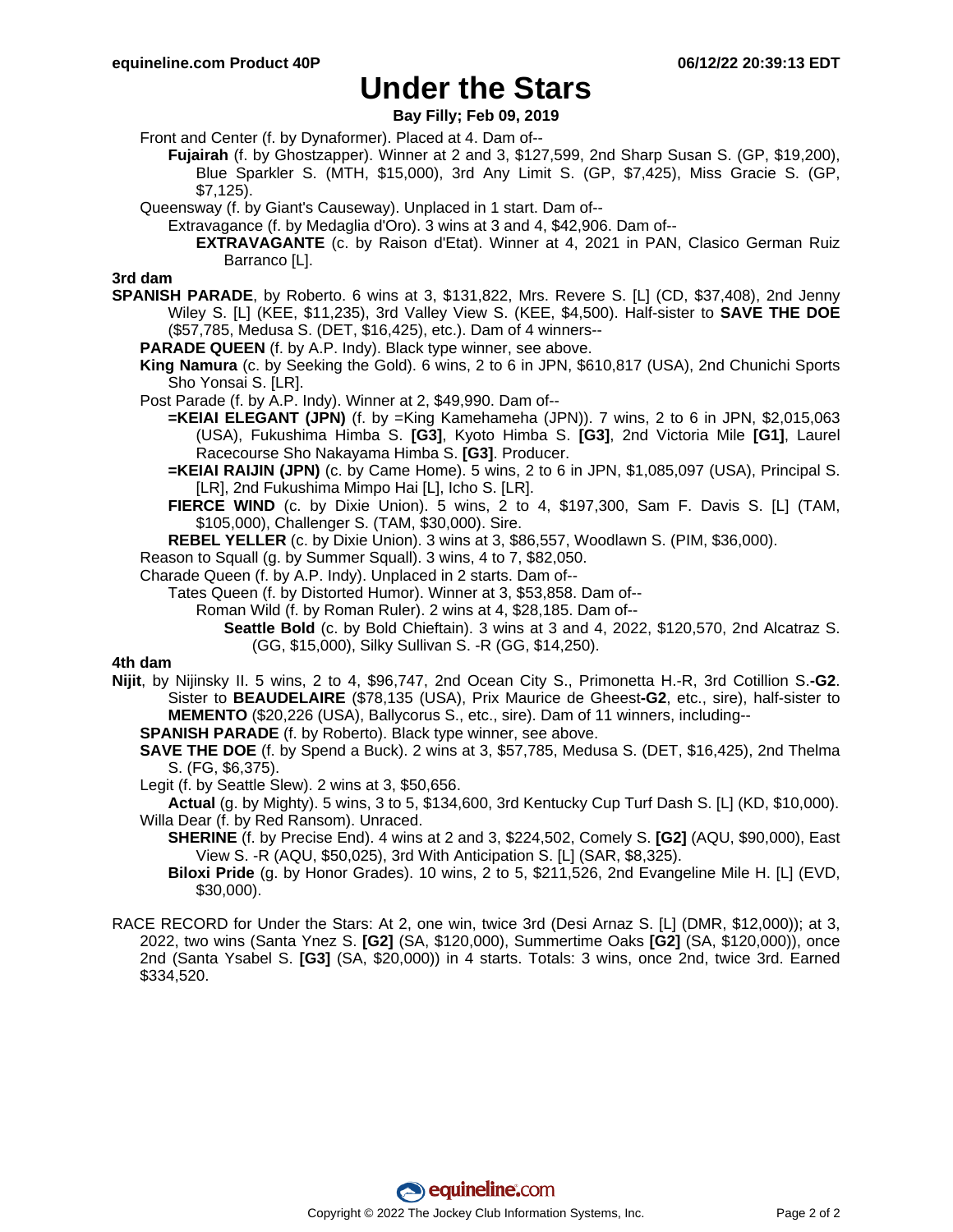# Under the Stars

**Bay Filly; Feb 09, 2019**

Front and Center (f. by Dynaformer). Placed at 4. Dam of--

**Fujairah** (f. by Ghostzapper). Winner at 2 and 3, $127,599, 2nd Sharp Susan S. (GP, $19,200), Blue Sparkler S. (MTH, $15,000), 3rd Any Limit S. (GP, $7,425), Miss Gracie S. (GP, $7,125).

Queensway (f. by Giant's Causeway). Unplaced in 1 start. Dam of--

Extravagance (f. by Medaglia d'Oro). 3 wins at 3 and 4, $42,906. Dam of--

**EXTRAVAGANTE** (c. by Raison d'Etat). Winner at 4, 2021 in PAN, Clasico German Ruiz Barranco [L].

**3rd dam**

**SPANISH PARADE**, by Roberto. 6 wins at 3, $131,822, Mrs. Revere S. [L] (CD, $37,408), 2nd Jenny Wiley S. [L] (KEE, $11,235), 3rd Valley View S. (KEE, $4,500). Half-sister to **SAVE THE DOE** ($57,785, Medusa S. (DET, $16,425), etc.). Dam of 4 winners--

**PARADE QUEEN** (f. by A.P. Indy). Black type winner, see above.

**King Namura** (c. by Seeking the Gold). 6 wins, 2 to 6 in JPN, $610,817 (USA), 2nd Chunichi Sports Sho Yonsai S. [LR].

Post Parade (f. by A.P. Indy). Winner at 2, $49,990. Dam of--

**=KEIAI ELEGANT (JPN)** (f. by =King Kamehameha (JPN)). 7 wins, 2 to 6 in JPN, $2,015,063 (USA), Fukushima Himba S. **[G3]**, Kyoto Himba S. **[G3]**, 2nd Victoria Mile **[G1]**, Laurel Racecourse Sho Nakayama Himba S. **[G3]**. Producer.

**=KEIAI RAIJIN (JPN)** (c. by Came Home). 5 wins, 2 to 6 in JPN, $1,085,097 (USA), Principal S. [LR], 2nd Fukushima Mimpo Hai [L], Icho S. [LR].

**FIERCE WIND** (c. by Dixie Union). 5 wins, 2 to 4, $197,300, Sam F. Davis S. [L] (TAM, $105,000), Challenger S. (TAM, $30,000). Sire.

**REBEL YELLER** (c. by Dixie Union). 3 wins at 3, $86,557, Woodlawn S. (PIM, $36,000).

Reason to Squall (g. by Summer Squall). 3 wins, 4 to 7, $82,050.

Charade Queen (f. by A.P. Indy). Unplaced in 2 starts. Dam of--

Tates Queen (f. by Distorted Humor). Winner at 3, $53,858. Dam of--

Roman Wild (f. by Roman Ruler). 2 wins at 4, $28,185. Dam of--

**Seattle Bold** (c. by Bold Chieftain). 3 wins at 3 and 4, 2022, $120,570, 2nd Alcatraz S. (GG, $15,000), Silky Sullivan S. -R (GG, $14,250).

**4th dam**

**Nijit**, by Nijinsky II. 5 wins, 2 to 4, $96,747, 2nd Ocean City S., Primonetta H.-R, 3rd Cotillion S.**-G2**. Sister to **BEAUDELAIRE** ($78,135 (USA), Prix Maurice de Gheest**-G2**, etc., sire), half-sister to **MEMENTO** ($20,226 (USA), Ballycorus S., etc., sire). Dam of 11 winners, including--

**SPANISH PARADE** (f. by Roberto). Black type winner, see above.

**SAVE THE DOE** (f. by Spend a Buck). 2 wins at 3, $57,785, Medusa S. (DET, $16,425), 2nd Thelma S. (FG, $6,375).

Legit (f. by Seattle Slew). 2 wins at 3, $50,656.

**Actual** (g. by Mighty). 5 wins, 3 to 5, $134,600, 3rd Kentucky Cup Turf Dash S. [L] (KD, $10,000).

Willa Dear (f. by Red Ransom). Unraced.

**SHERINE** (f. by Precise End). 4 wins at 2 and 3, $224,502, Comely S. **[G2]** (AQU, $90,000), East View S. -R (AQU, $50,025), 3rd With Anticipation S. [L] (SAR, $8,325).

**Biloxi Pride** (g. by Honor Grades). 10 wins, 2 to 5, $211,526, 2nd Evangeline Mile H. [L] (EVD, $30,000).

RACE RECORD for Under the Stars: At 2, one win, twice 3rd (Desi Arnaz S. [L] (DMR, $12,000)); at 3, 2022, two wins (Santa Ynez S. **[G2]** (SA, $120,000), Summertime Oaks **[G2]** (SA, $120,000)), once 2nd (Santa Ysabel S. **[G3]** (SA, $20,000)) in 4 starts. Totals: 3 wins, once 2nd, twice 3rd. Earned $334,520.